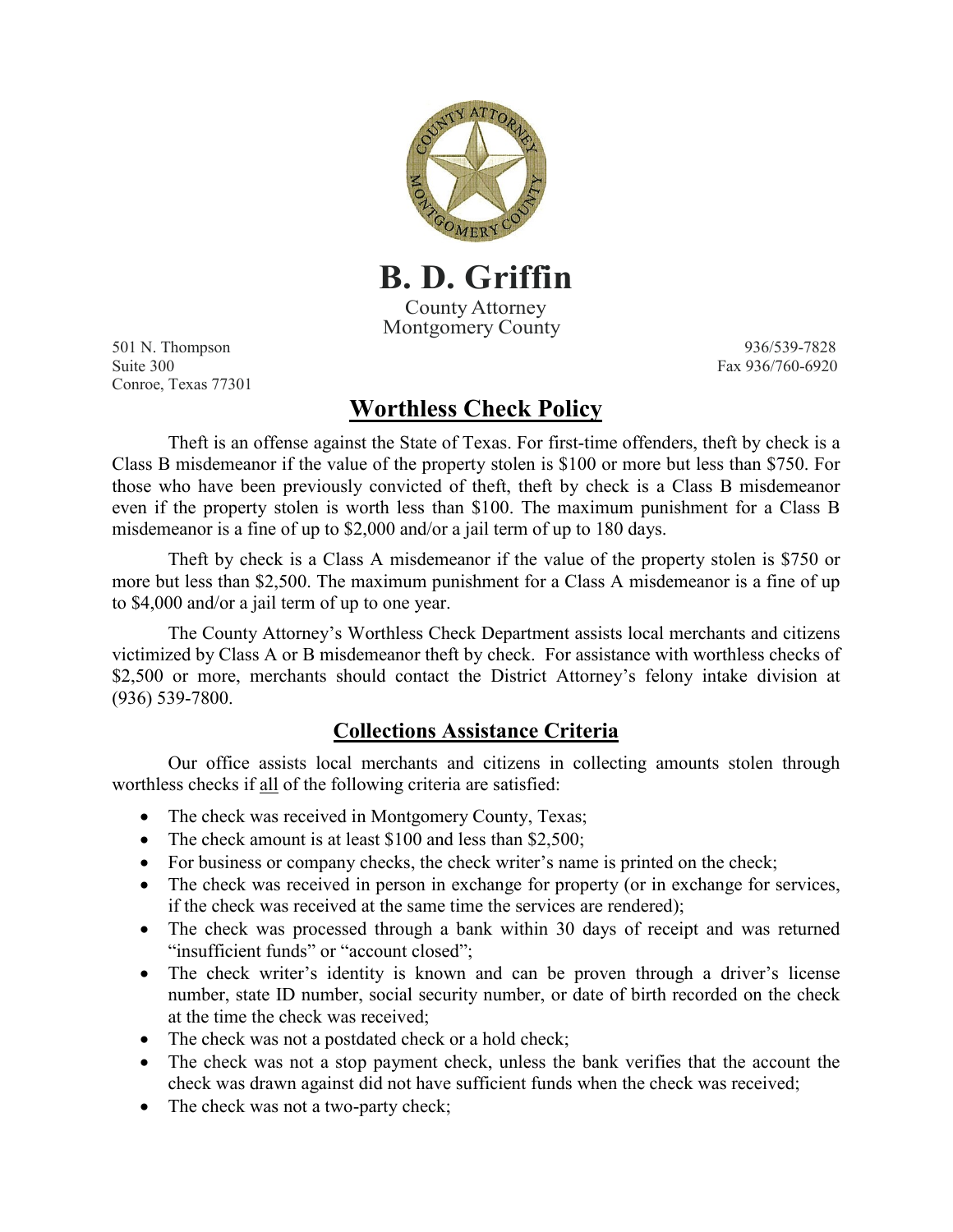# B. D. Griffin

County Attorney
Montgomery County

501 N. Thompson
Suite 300
Conroe, Texas 77301

936/539-7828
Fax 936/760-6920

## Worthless Check Policy

Theft is an offense against the State of Texas. For first-time offenders, theft by check is a Class B misdemeanor if the value of the property stolen is $100 or more but less than $750. For those who have been previously convicted of theft, theft by check is a Class B misdemeanor even if the property stolen is worth less than $100. The maximum punishment for a Class B misdemeanor is a fine of up to $2,000 and/or a jail term of up to 180 days.

Theft by check is a Class A misdemeanor if the value of the property stolen is $750 or more but less than $2,500. The maximum punishment for a Class A misdemeanor is a fine of up to $4,000 and/or a jail term of up to one year.

The County Attorney's Worthless Check Department assists local merchants and citizens victimized by Class A or B misdemeanor theft by check. For assistance with worthless checks of $2,500 or more, merchants should contact the District Attorney's felony intake division at (936) 539-7800.

### Collections Assistance Criteria

Our office assists local merchants and citizens in collecting amounts stolen through worthless checks if all of the following criteria are satisfied:

- The check was received in Montgomery County, Texas;
- The check amount is at least $100 and less than $2,500;
- For business or company checks, the check writer's name is printed on the check;
- The check was received in person in exchange for property (or in exchange for services, if the check was received at the same time the services are rendered);
- The check was processed through a bank within 30 days of receipt and was returned "insufficient funds" or "account closed";
- The check writer's identity is known and can be proven through a driver's license number, state ID number, social security number, or date of birth recorded on the check at the time the check was received;
- The check was not a postdated check or a hold check;
- The check was not a stop payment check, unless the bank verifies that the account the check was drawn against did not have sufficient funds when the check was received;
- The check was not a two-party check;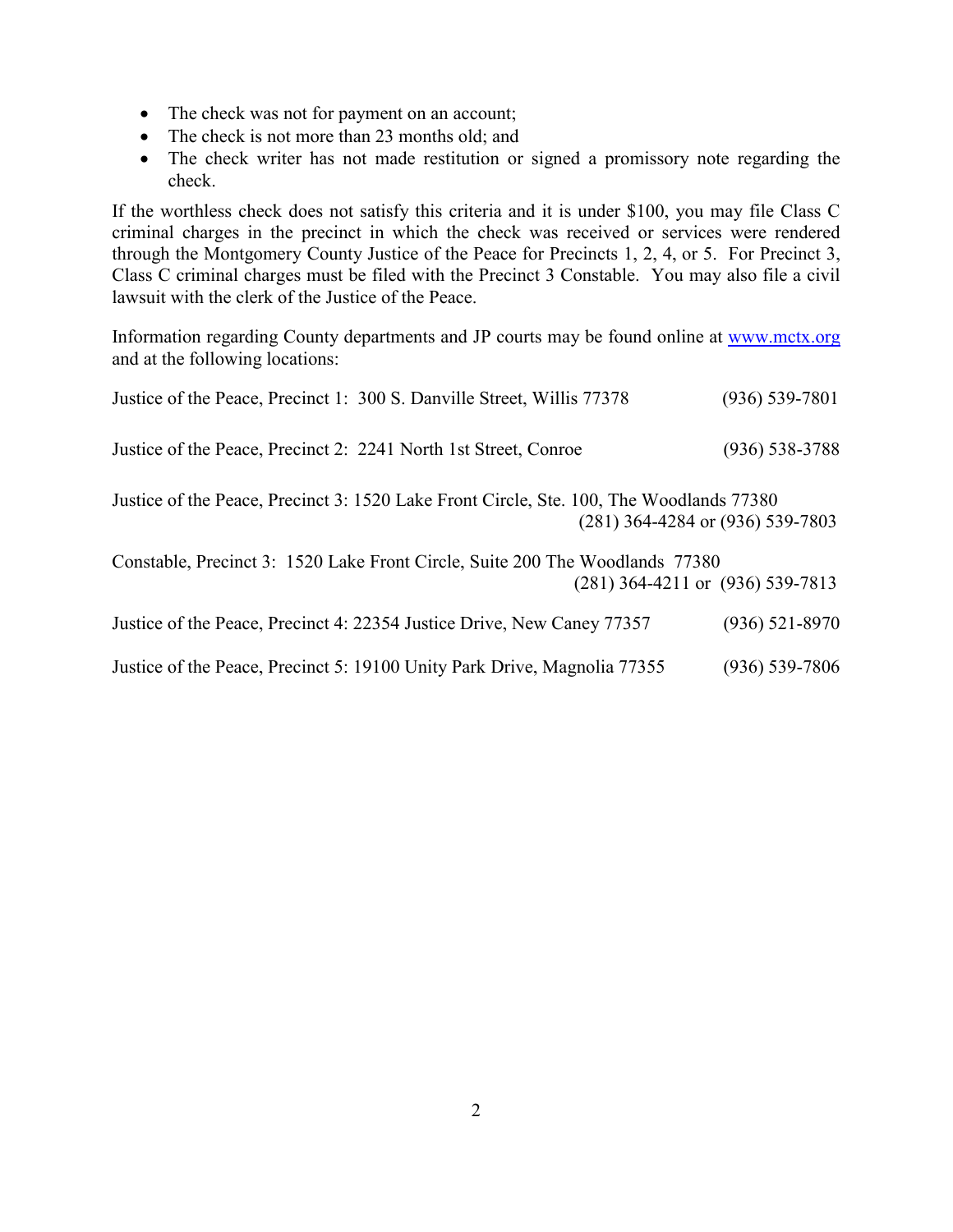- The check was not for payment on an account;
- The check is not more than 23 months old; and
- The check writer has not made restitution or signed a promissory note regarding the check.

If the worthless check does not satisfy this criteria and it is under $100, you may file Class C criminal charges in the precinct in which the check was received or services were rendered through the Montgomery County Justice of the Peace for Precincts 1, 2, 4, or 5. For Precinct 3, Class C criminal charges must be filed with the Precinct 3 Constable. You may also file a civil lawsuit with the clerk of the Justice of the Peace.

Information regarding County departments and JP courts may be found online at [www.mctx.org](http://www.mctx.org) and at the following locations:

Justice of the Peace, Precinct 1: 300 S. Danville Street, Willis 77378 (936) 539-7801

Justice of the Peace, Precinct 2: 2241 North 1st Street, Conroe (936) 538-3788

Justice of the Peace, Precinct 3: 1520 Lake Front Circle, Ste. 100, The Woodlands 77380 (281) 364-4284 or (936) 539-7803

Constable, Precinct 3: 1520 Lake Front Circle, Suite 200 The Woodlands 77380 (281) 364-4211 or (936) 539-7813

Justice of the Peace, Precinct 4: 22354 Justice Drive, New Caney 77357 (936) 521-8970

Justice of the Peace, Precinct 5: 19100 Unity Park Drive, Magnolia 77355 (936) 539-7806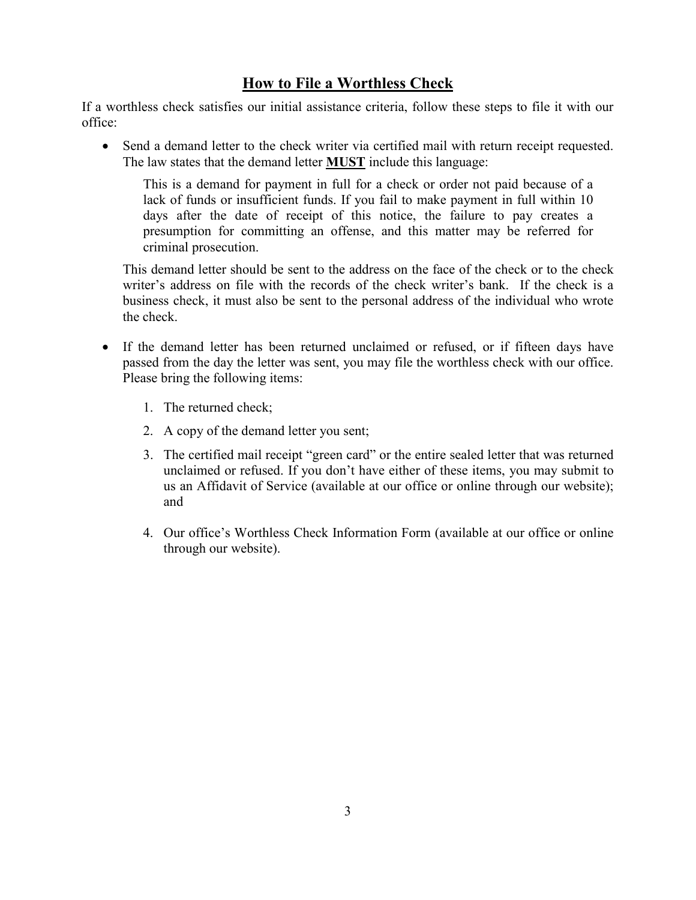## How to File a Worthless Check

If a worthless check satisfies our initial assistance criteria, follow these steps to file it with our office:

- Send a demand letter to the check writer via certified mail with return receipt requested. The law states that the demand letter **MUST** include this language:

  > This is a demand for payment in full for a check or order not paid because of a lack of funds or insufficient funds. If you fail to make payment in full within 10 days after the date of receipt of this notice, the failure to pay creates a presumption for committing an offense, and this matter may be referred for criminal prosecution.

  This demand letter should be sent to the address on the face of the check or to the check writer's address on file with the records of the check writer's bank. If the check is a business check, it must also be sent to the personal address of the individual who wrote the check.

- If the demand letter has been returned unclaimed or refused, or if fifteen days have passed from the day the letter was sent, you may file the worthless check with our office. Please bring the following items:

  1. The returned check;
  2. A copy of the demand letter you sent;
  3. The certified mail receipt "green card" or the entire sealed letter that was returned unclaimed or refused. If you don't have either of these items, you may submit to us an Affidavit of Service (available at our office or online through our website); and
  4. Our office's Worthless Check Information Form (available at our office or online through our website).